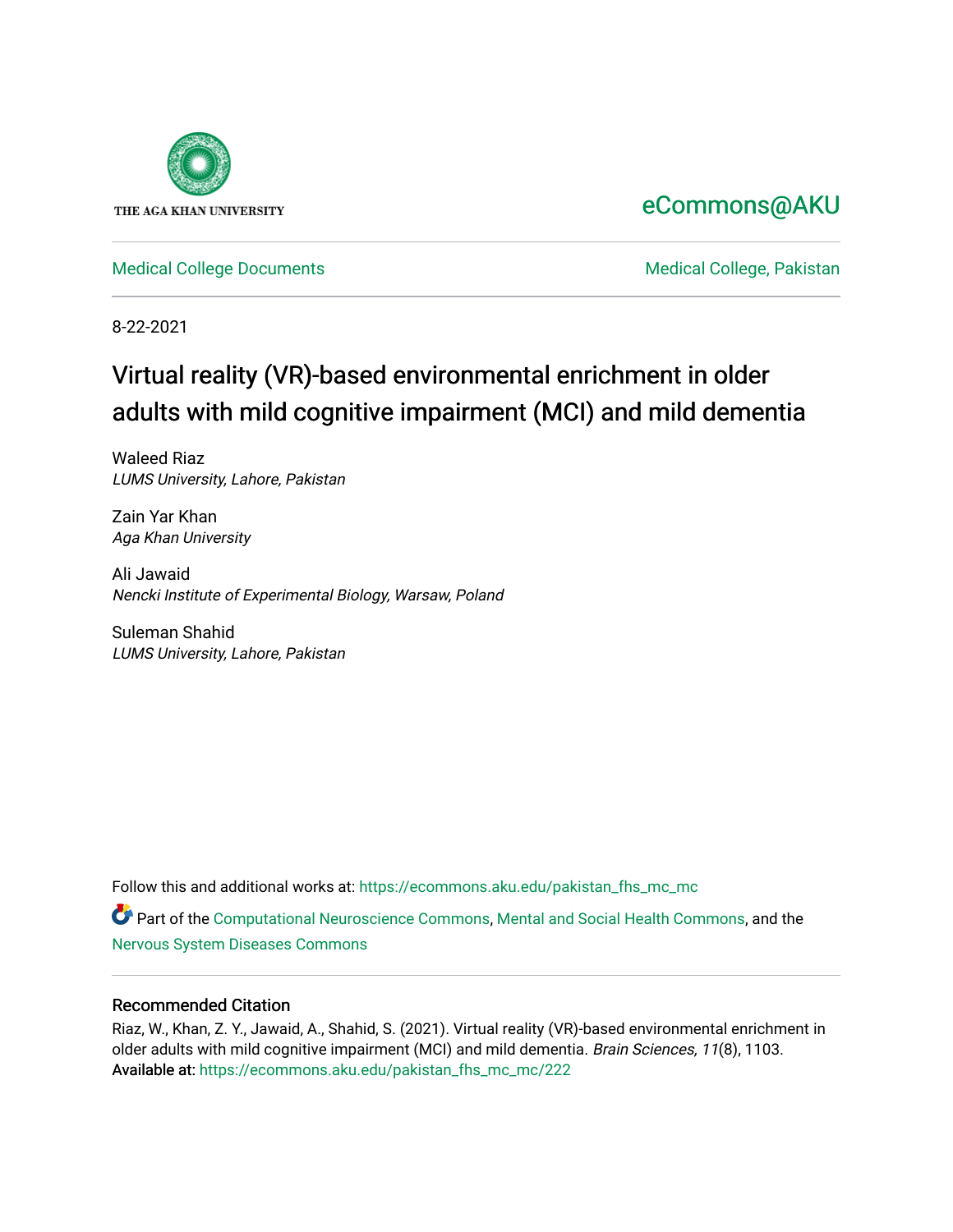THE AGA KHAN UNIVERSITY

eCommons@AKU

Medical College Documents

Medical College, Pakistan

8-22-2021

# Virtual reality (VR)-based environmental enrichment in older adults with mild cognitive impairment (MCI) and mild dementia

Waleed Riaz
*LUMS University, Lahore, Pakistan*

Zain Yar Khan
*Aga Khan University*

Ali Jawaid
*Nencki Institute of Experimental Biology, Warsaw, Poland*

Suleman Shahid
*LUMS University, Lahore, Pakistan*

Follow this and additional works at: https://ecommons.aku.edu/pakistan_fhs_mc_mc

Part of the Computational Neuroscience Commons, Mental and Social Health Commons, and the Nervous System Diseases Commons

## Recommended Citation

Riaz, W., Khan, Z. Y., Jawaid, A., Shahid, S. (2021). Virtual reality (VR)-based environmental enrichment in older adults with mild cognitive impairment (MCI) and mild dementia. *Brain Sciences, 11*(8), 1103.
Available at: https://ecommons.aku.edu/pakistan_fhs_mc_mc/222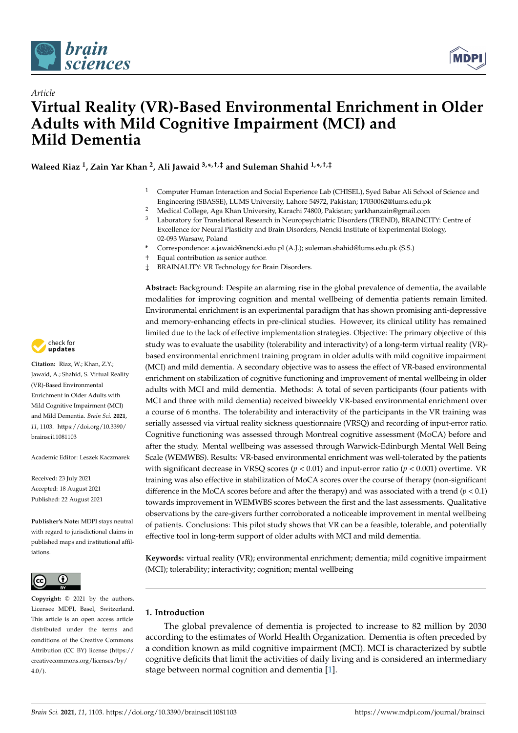# Article

# Virtual Reality (VR)-Based Environmental Enrichment in Older Adults with Mild Cognitive Impairment (MCI) and Mild Dementia

**Waleed Riaz [1], Zain Yar Khan [2], Ali Jawaid [3,*,†,‡] and Suleman Shahid [1,*,†,‡]**

1. Computer Human Interaction and Social Experience Lab (CHISEL), Syed Babar Ali School of Science and Engineering (SBASSE), LUMS University, Lahore 54972, Pakistan; 17030062@lums.edu.pk
2. Medical College, Aga Khan University, Karachi 74800, Pakistan; yarkhanzain@gmail.com
3. Laboratory for Translational Research in Neuropsychiatric Disorders (TREND), BRAINCITY: Centre of Excellence for Neural Plasticity and Brain Disorders, Nencki Institute of Experimental Biology, 02-093 Warsaw, Poland

\* Correspondence: a.jawaid@nencki.edu.pl (A.J.); suleman.shahid@lums.edu.pk (S.S.)
† Equal contribution as senior author.
‡ BRAINALITY: VR Technology for Brain Disorders.

**Citation:** Riaz, W.; Khan, Z.Y.; Jawaid, A.; Shahid, S. Virtual Reality (VR)-Based Environmental Enrichment in Older Adults with Mild Cognitive Impairment (MCI) and Mild Dementia. *Brain Sci.* **2021**, *11*, 1103. https://doi.org/10.3390/brainsci11081103

Academic Editor: Leszek Kaczmarek

Received: 23 July 2021
Accepted: 18 August 2021
Published: 22 August 2021

**Publisher's Note:** MDPI stays neutral with regard to jurisdictional claims in published maps and institutional affiliations.

**Copyright:** © 2021 by the authors. Licensee MDPI, Basel, Switzerland. This article is an open access article distributed under the terms and conditions of the Creative Commons Attribution (CC BY) license (https://creativecommons.org/licenses/by/4.0/).

**Abstract:** Background: Despite an alarming rise in the global prevalence of dementia, the available modalities for improving cognition and mental wellbeing of dementia patients remain limited. Environmental enrichment is an experimental paradigm that has shown promising anti-depressive and memory-enhancing effects in pre-clinical studies. However, its clinical utility has remained limited due to the lack of effective implementation strategies. Objective: The primary objective of this study was to evaluate the usability (tolerability and interactivity) of a long-term virtual reality (VR)-based environmental enrichment training program in older adults with mild cognitive impairment (MCI) and mild dementia. A secondary objective was to assess the effect of VR-based environmental enrichment on stabilization of cognitive functioning and improvement of mental wellbeing in older adults with MCI and mild dementia. Methods: A total of seven participants (four patients with MCI and three with mild dementia) received biweekly VR-based environmental enrichment over a course of 6 months. The tolerability and interactivity of the participants in the VR training was serially assessed via virtual reality sickness questionnaire (VRSQ) and recording of input-error ratio. Cognitive functioning was assessed through Montreal cognitive assessment (MoCA) before and after the study. Mental wellbeing was assessed through Warwick-Edinburgh Mental Well Being Scale (WEMWBS). Results: VR-based environmental enrichment was well-tolerated by the patients with significant decrease in VRSQ scores ($p < 0.01$) and input-error ratio ($p < 0.001$) overtime. VR training was also effective in stabilization of MoCA scores over the course of therapy (non-significant difference in the MoCA scores before and after the therapy) and was associated with a trend ($p < 0.1$) towards improvement in WEMWBS scores between the first and the last assessments. Qualitative observations by the care-givers further corroborated a noticeable improvement in mental wellbeing of patients. Conclusions: This pilot study shows that VR can be a feasible, tolerable, and potentially effective tool in long-term support of older adults with MCI and mild dementia.

**Keywords:** virtual reality (VR); environmental enrichment; dementia; mild cognitive impairment (MCI); tolerability; interactivity; cognition; mental wellbeing

## 1. Introduction

The global prevalence of dementia is projected to increase to 82 million by 2030 according to the estimates of World Health Organization. Dementia is often preceded by a condition known as mild cognitive impairment (MCI). MCI is characterized by subtle cognitive deficits that limit the activities of daily living and is considered an intermediary stage between normal cognition and dementia [1].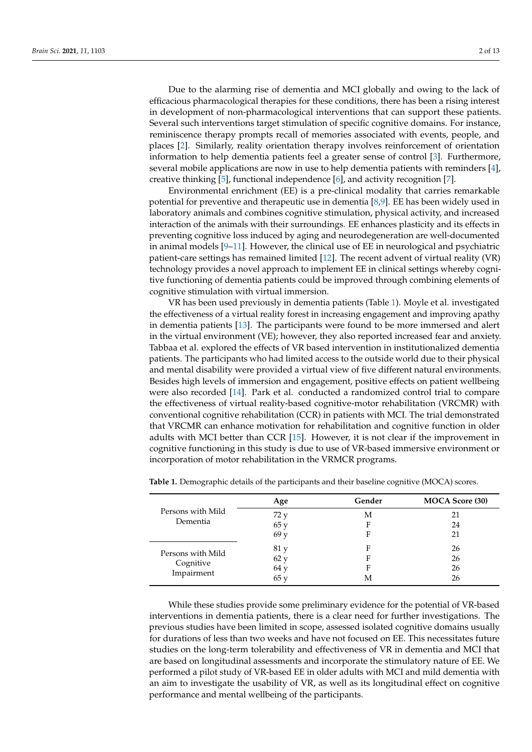Due to the alarming rise of dementia and MCI globally and owing to the lack of efficacious pharmacological therapies for these conditions, there has been a rising interest in development of non-pharmacological interventions that can support these patients. Several such interventions target stimulation of specific cognitive domains. For instance, reminiscence therapy prompts recall of memories associated with events, people, and places [2]. Similarly, reality orientation therapy involves reinforcement of orientation information to help dementia patients feel a greater sense of control [3]. Furthermore, several mobile applications are now in use to help dementia patients with reminders [4], creative thinking [5], functional independence [6], and activity recognition [7].

Environmental enrichment (EE) is a pre-clinical modality that carries remarkable potential for preventive and therapeutic use in dementia [8,9]. EE has been widely used in laboratory animals and combines cognitive stimulation, physical activity, and increased interaction of the animals with their surroundings. EE enhances plasticity and its effects in preventing cognitive loss induced by aging and neurodegeneration are well-documented in animal models [9–11]. However, the clinical use of EE in neurological and psychiatric patient-care settings has remained limited [12]. The recent advent of virtual reality (VR) technology provides a novel approach to implement EE in clinical settings whereby cognitive functioning of dementia patients could be improved through combining elements of cognitive stimulation with virtual immersion.

VR has been used previously in dementia patients (Table 1). Moyle et al. investigated the effectiveness of a virtual reality forest in increasing engagement and improving apathy in dementia patients [13]. The participants were found to be more immersed and alert in the virtual environment (VE); however, they also reported increased fear and anxiety. Tabbaa et al. explored the effects of VR based intervention in institutionalized dementia patients. The participants who had limited access to the outside world due to their physical and mental disability were provided a virtual view of five different natural environments. Besides high levels of immersion and engagement, positive effects on patient wellbeing were also recorded [14]. Park et al. conducted a randomized control trial to compare the effectiveness of virtual reality-based cognitive-motor rehabilitation (VRCMR) with conventional cognitive rehabilitation (CCR) in patients with MCI. The trial demonstrated that VRCMR can enhance motivation for rehabilitation and cognitive function in older adults with MCI better than CCR [15]. However, it is not clear if the improvement in cognitive functioning in this study is due to use of VR-based immersive environment or incorporation of motor rehabilitation in the VRMCR programs.

**Table 1.** Demographic details of the participants and their baseline cognitive (MOCA) scores.

| | Age | Gender | MOCA Score (30) |
|---|---|---|---|
| Persons with Mild Dementia | 72 y | M | 21 |
| | 65 y | F | 24 |
| | 69 y | F | 21 |
| Persons with Mild Cognitive Impairment | 81 y | F | 26 |
| | 62 y | F | 26 |
| | 64 y | F | 26 |
| | 65 y | M | 26 |

While these studies provide some preliminary evidence for the potential of VR-based interventions in dementia patients, there is a clear need for further investigations. The previous studies have been limited in scope, assessed isolated cognitive domains usually for durations of less than two weeks and have not focused on EE. This necessitates future studies on the long-term tolerability and effectiveness of VR in dementia and MCI that are based on longitudinal assessments and incorporate the stimulatory nature of EE. We performed a pilot study of VR-based EE in older adults with MCI and mild dementia with an aim to investigate the usability of VR, as well as its longitudinal effect on cognitive performance and mental wellbeing of the participants.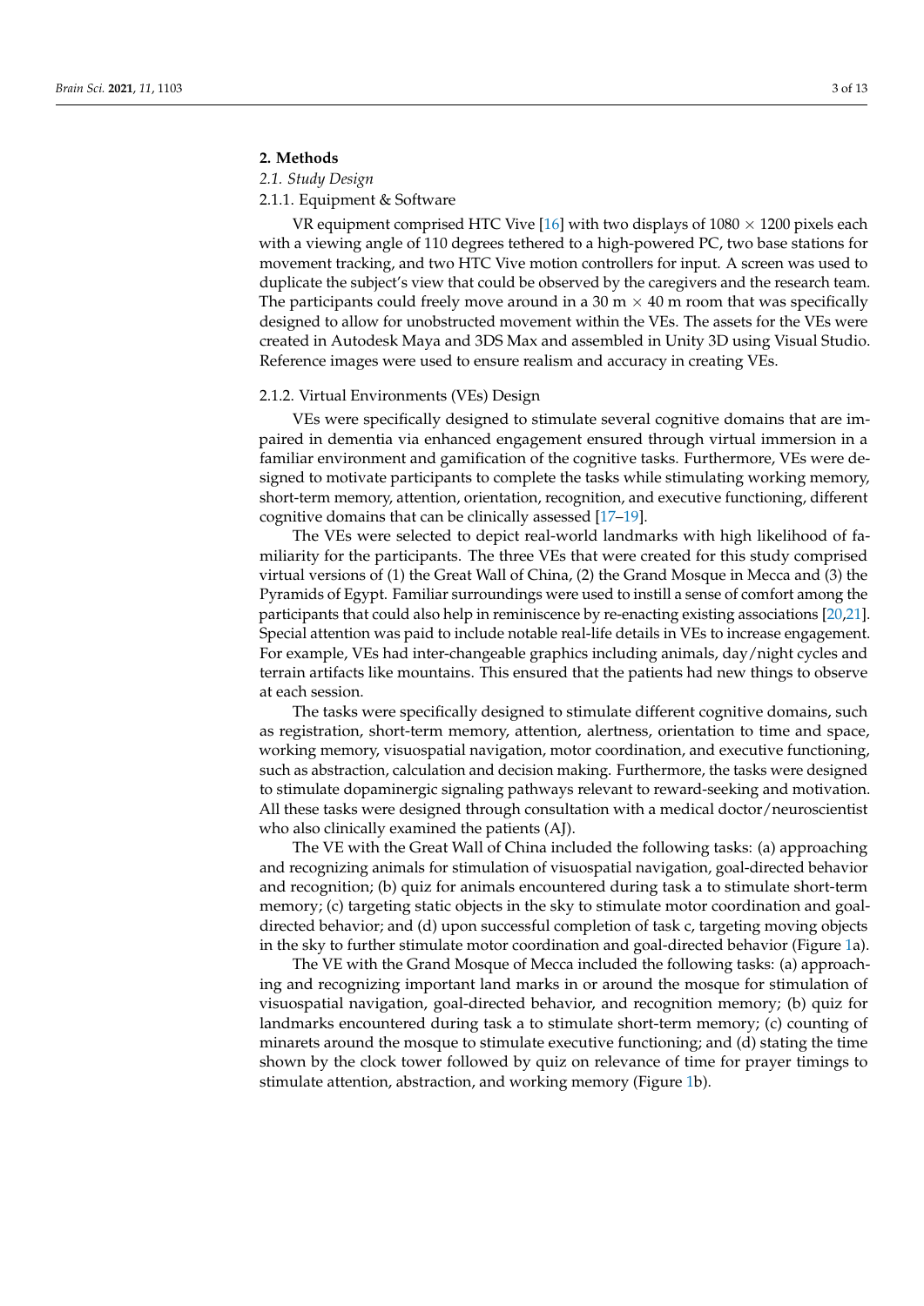## 2. Methods

### *2.1. Study Design*

#### 2.1.1. Equipment & Software

VR equipment comprised HTC Vive [16] with two displays of 1080 × 1200 pixels each with a viewing angle of 110 degrees tethered to a high-powered PC, two base stations for movement tracking, and two HTC Vive motion controllers for input. A screen was used to duplicate the subject's view that could be observed by the caregivers and the research team. The participants could freely move around in a 30 m × 40 m room that was specifically designed to allow for unobstructed movement within the VEs. The assets for the VEs were created in Autodesk Maya and 3DS Max and assembled in Unity 3D using Visual Studio. Reference images were used to ensure realism and accuracy in creating VEs.

#### 2.1.2. Virtual Environments (VEs) Design

VEs were specifically designed to stimulate several cognitive domains that are impaired in dementia via enhanced engagement ensured through virtual immersion in a familiar environment and gamification of the cognitive tasks. Furthermore, VEs were designed to motivate participants to complete the tasks while stimulating working memory, short-term memory, attention, orientation, recognition, and executive functioning, different cognitive domains that can be clinically assessed [17–19].

The VEs were selected to depict real-world landmarks with high likelihood of familiarity for the participants. The three VEs that were created for this study comprised virtual versions of (1) the Great Wall of China, (2) the Grand Mosque in Mecca and (3) the Pyramids of Egypt. Familiar surroundings were used to instill a sense of comfort among the participants that could also help in reminiscence by re-enacting existing associations [20,21]. Special attention was paid to include notable real-life details in VEs to increase engagement. For example, VEs had inter-changeable graphics including animals, day/night cycles and terrain artifacts like mountains. This ensured that the patients had new things to observe at each session.

The tasks were specifically designed to stimulate different cognitive domains, such as registration, short-term memory, attention, alertness, orientation to time and space, working memory, visuospatial navigation, motor coordination, and executive functioning, such as abstraction, calculation and decision making. Furthermore, the tasks were designed to stimulate dopaminergic signaling pathways relevant to reward-seeking and motivation. All these tasks were designed through consultation with a medical doctor/neuroscientist who also clinically examined the patients (AJ).

The VE with the Great Wall of China included the following tasks: (a) approaching and recognizing animals for stimulation of visuospatial navigation, goal-directed behavior and recognition; (b) quiz for animals encountered during task a to stimulate short-term memory; (c) targeting static objects in the sky to stimulate motor coordination and goal-directed behavior; and (d) upon successful completion of task c, targeting moving objects in the sky to further stimulate motor coordination and goal-directed behavior (Figure 1a).

The VE with the Grand Mosque of Mecca included the following tasks: (a) approaching and recognizing important land marks in or around the mosque for stimulation of visuospatial navigation, goal-directed behavior, and recognition memory; (b) quiz for landmarks encountered during task a to stimulate short-term memory; (c) counting of minarets around the mosque to stimulate executive functioning; and (d) stating the time shown by the clock tower followed by quiz on relevance of time for prayer timings to stimulate attention, abstraction, and working memory (Figure 1b).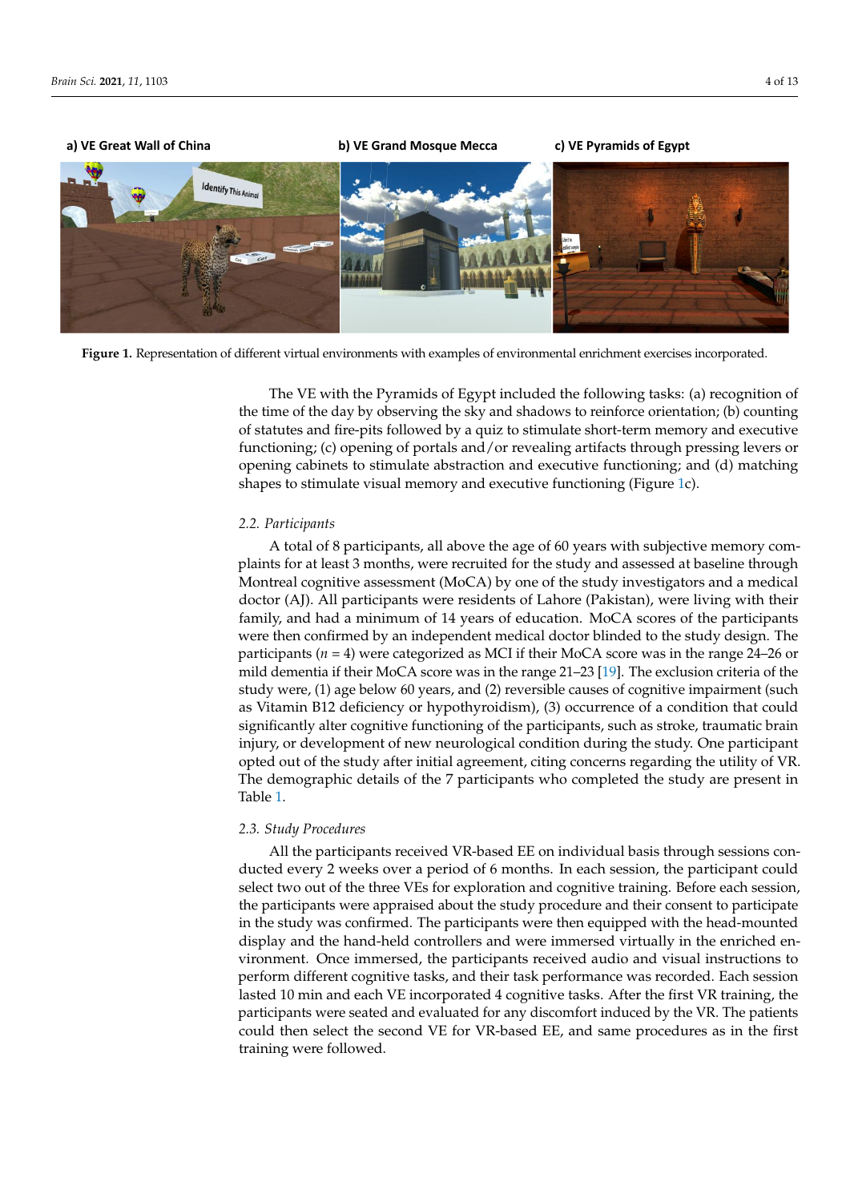a) VE Great Wall of China    b) VE Grand Mosque Mecca    c) VE Pyramids of Egypt

**Figure 1.** Representation of different virtual environments with examples of environmental enrichment exercises incorporated.

The VE with the Pyramids of Egypt included the following tasks: (a) recognition of the time of the day by observing the sky and shadows to reinforce orientation; (b) counting of statutes and fire-pits followed by a quiz to stimulate short-term memory and executive functioning; (c) opening of portals and/or revealing artifacts through pressing levers or opening cabinets to stimulate abstraction and executive functioning; and (d) matching shapes to stimulate visual memory and executive functioning (Figure 1c).

### *2.2. Participants*

A total of 8 participants, all above the age of 60 years with subjective memory complaints for at least 3 months, were recruited for the study and assessed at baseline through Montreal cognitive assessment (MoCA) by one of the study investigators and a medical doctor (AJ). All participants were residents of Lahore (Pakistan), were living with their family, and had a minimum of 14 years of education. MoCA scores of the participants were then confirmed by an independent medical doctor blinded to the study design. The participants ($n = 4$) were categorized as MCI if their MoCA score was in the range 24–26 or mild dementia if their MoCA score was in the range 21–23 [19]. The exclusion criteria of the study were, (1) age below 60 years, and (2) reversible causes of cognitive impairment (such as Vitamin B12 deficiency or hypothyroidism), (3) occurrence of a condition that could significantly alter cognitive functioning of the participants, such as stroke, traumatic brain injury, or development of new neurological condition during the study. One participant opted out of the study after initial agreement, citing concerns regarding the utility of VR. The demographic details of the 7 participants who completed the study are present in Table 1.

### *2.3. Study Procedures*

All the participants received VR-based EE on individual basis through sessions conducted every 2 weeks over a period of 6 months. In each session, the participant could select two out of the three VEs for exploration and cognitive training. Before each session, the participants were appraised about the study procedure and their consent to participate in the study was confirmed. The participants were then equipped with the head-mounted display and the hand-held controllers and were immersed virtually in the enriched environment. Once immersed, the participants received audio and visual instructions to perform different cognitive tasks, and their task performance was recorded. Each session lasted 10 min and each VE incorporated 4 cognitive tasks. After the first VR training, the participants were seated and evaluated for any discomfort induced by the VR. The patients could then select the second VE for VR-based EE, and same procedures as in the first training were followed.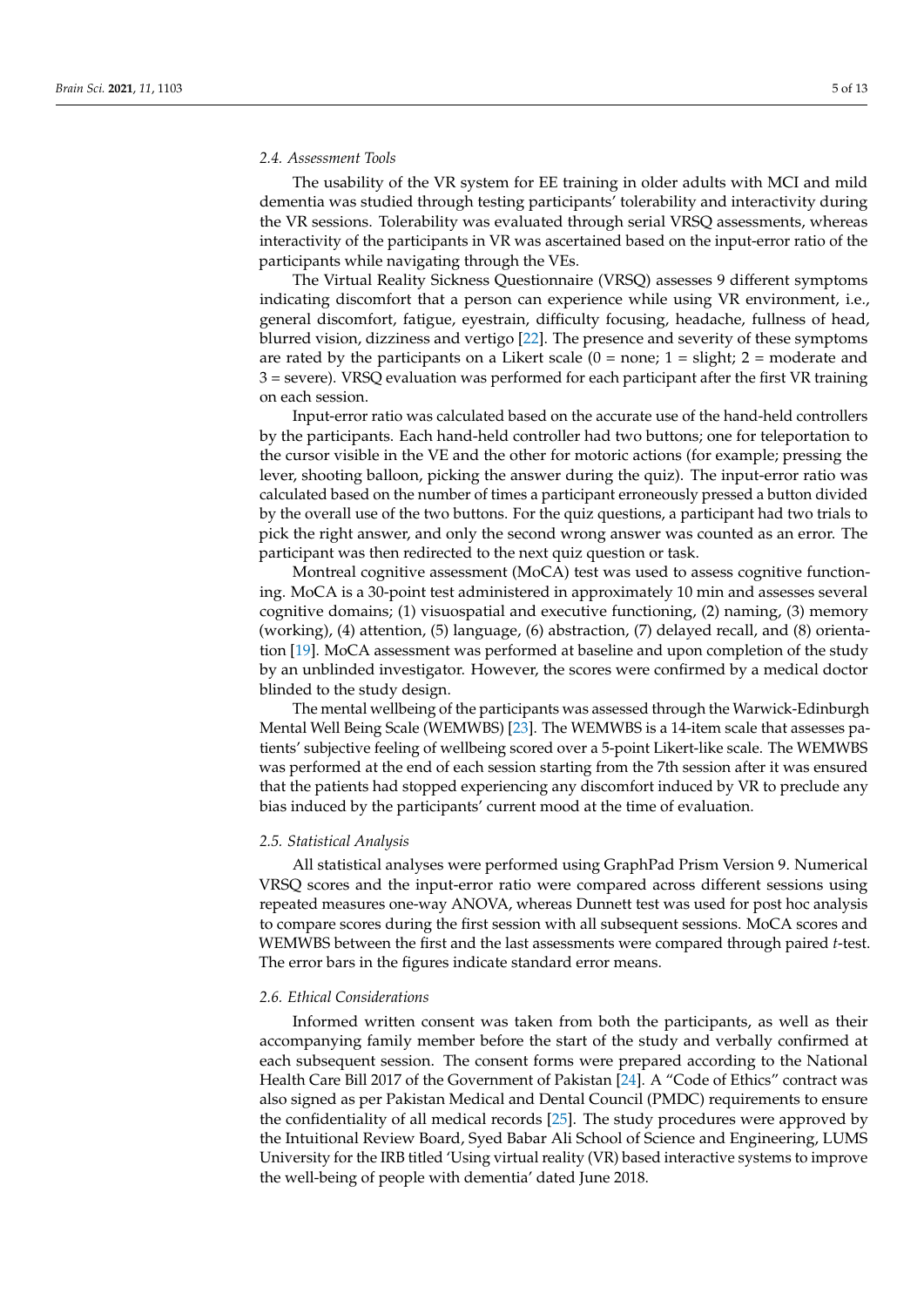### 2.4. Assessment Tools

The usability of the VR system for EE training in older adults with MCI and mild dementia was studied through testing participants' tolerability and interactivity during the VR sessions. Tolerability was evaluated through serial VRSQ assessments, whereas interactivity of the participants in VR was ascertained based on the input-error ratio of the participants while navigating through the VEs.

The Virtual Reality Sickness Questionnaire (VRSQ) assesses 9 different symptoms indicating discomfort that a person can experience while using VR environment, i.e., general discomfort, fatigue, eyestrain, difficulty focusing, headache, fullness of head, blurred vision, dizziness and vertigo [22]. The presence and severity of these symptoms are rated by the participants on a Likert scale (0 = none; 1 = slight; 2 = moderate and 3 = severe). VRSQ evaluation was performed for each participant after the first VR training on each session.

Input-error ratio was calculated based on the accurate use of the hand-held controllers by the participants. Each hand-held controller had two buttons; one for teleportation to the cursor visible in the VE and the other for motoric actions (for example; pressing the lever, shooting balloon, picking the answer during the quiz). The input-error ratio was calculated based on the number of times a participant erroneously pressed a button divided by the overall use of the two buttons. For the quiz questions, a participant had two trials to pick the right answer, and only the second wrong answer was counted as an error. The participant was then redirected to the next quiz question or task.

Montreal cognitive assessment (MoCA) test was used to assess cognitive functioning. MoCA is a 30-point test administered in approximately 10 min and assesses several cognitive domains; (1) visuospatial and executive functioning, (2) naming, (3) memory (working), (4) attention, (5) language, (6) abstraction, (7) delayed recall, and (8) orientation [19]. MoCA assessment was performed at baseline and upon completion of the study by an unblinded investigator. However, the scores were confirmed by a medical doctor blinded to the study design.

The mental wellbeing of the participants was assessed through the Warwick-Edinburgh Mental Well Being Scale (WEMWBS) [23]. The WEMWBS is a 14-item scale that assesses patients' subjective feeling of wellbeing scored over a 5-point Likert-like scale. The WEMWBS was performed at the end of each session starting from the 7th session after it was ensured that the patients had stopped experiencing any discomfort induced by VR to preclude any bias induced by the participants' current mood at the time of evaluation.

### 2.5. Statistical Analysis

All statistical analyses were performed using GraphPad Prism Version 9. Numerical VRSQ scores and the input-error ratio were compared across different sessions using repeated measures one-way ANOVA, whereas Dunnett test was used for post hoc analysis to compare scores during the first session with all subsequent sessions. MoCA scores and WEMWBS between the first and the last assessments were compared through paired *t*-test. The error bars in the figures indicate standard error means.

### 2.6. Ethical Considerations

Informed written consent was taken from both the participants, as well as their accompanying family member before the start of the study and verbally confirmed at each subsequent session. The consent forms were prepared according to the National Health Care Bill 2017 of the Government of Pakistan [24]. A "Code of Ethics" contract was also signed as per Pakistan Medical and Dental Council (PMDC) requirements to ensure the confidentiality of all medical records [25]. The study procedures were approved by the Intuitional Review Board, Syed Babar Ali School of Science and Engineering, LUMS University for the IRB titled 'Using virtual reality (VR) based interactive systems to improve the well-being of people with dementia' dated June 2018.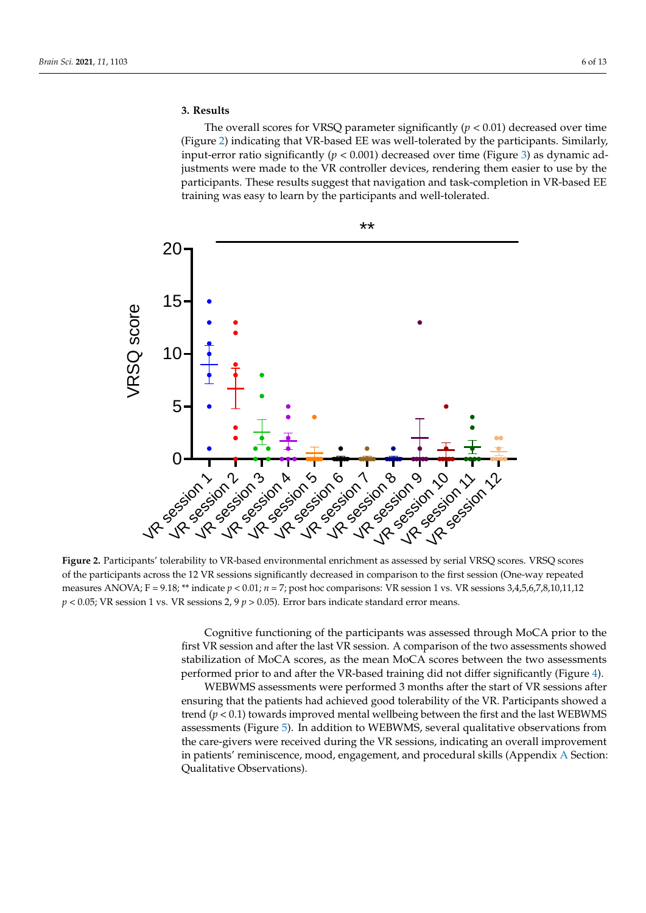## 3. Results

The overall scores for VRSQ parameter significantly ($p < 0.01$) decreased over time (Figure 2) indicating that VR-based EE was well-tolerated by the participants. Similarly, input-error ratio significantly ($p < 0.001$) decreased over time (Figure 3) as dynamic adjustments were made to the VR controller devices, rendering them easier to use by the participants. These results suggest that navigation and task-completion in VR-based EE training was easy to learn by the participants and well-tolerated.

**Figure 2.** Participants' tolerability to VR-based environmental enrichment as assessed by serial VRSQ scores. VRSQ scores of the participants across the 12 VR sessions significantly decreased in comparison to the first session (One-way repeated measures ANOVA; F = 9.18; ** indicate $p < 0.01$; $n = 7$; post hoc comparisons: VR session 1 vs. VR sessions 3,4,5,6,7,8,10,11,12 $p < 0.05$; VR session 1 vs. VR sessions 2, 9 $p > 0.05$). Error bars indicate standard error means.

Cognitive functioning of the participants was assessed through MoCA prior to the first VR session and after the last VR session. A comparison of the two assessments showed stabilization of MoCA scores, as the mean MoCA scores between the two assessments performed prior to and after the VR-based training did not differ significantly (Figure 4).

WEBWMS assessments were performed 3 months after the start of VR sessions after ensuring that the patients had achieved good tolerability of the VR. Participants showed a trend ($p < 0.1$) towards improved mental wellbeing between the first and the last WEBWMS assessments (Figure 5). In addition to WEBWMS, several qualitative observations from the care-givers were received during the VR sessions, indicating an overall improvement in patients' reminiscence, mood, engagement, and procedural skills (Appendix A Section: Qualitative Observations).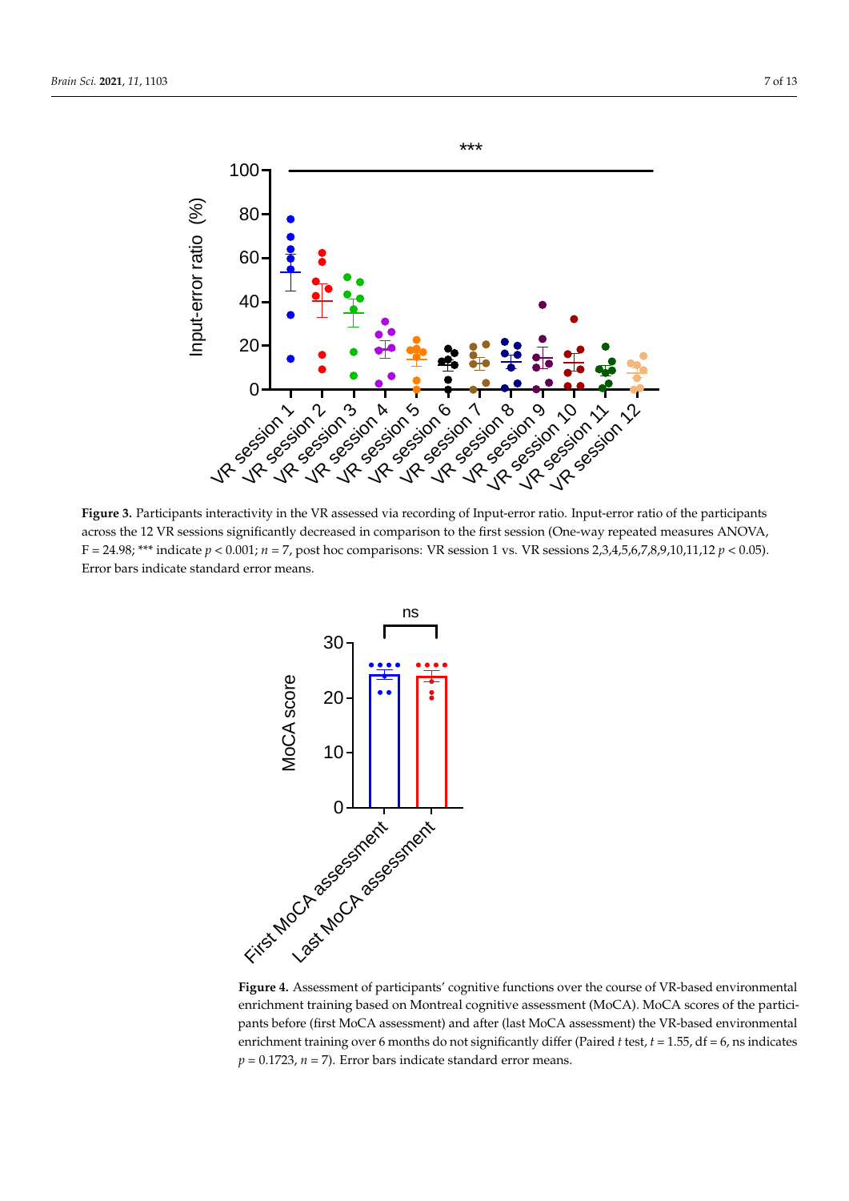**Figure 3.** Participants interactivity in the VR assessed via recording of Input-error ratio. Input-error ratio of the participants across the 12 VR sessions significantly decreased in comparison to the first session (One-way repeated measures ANOVA, F = 24.98; *** indicate $p < 0.001$; $n = 7$, post hoc comparisons: VR session 1 vs. VR sessions 2,3,4,5,6,7,8,9,10,11,12 $p < 0.05$). Error bars indicate standard error means.

**Figure 4.** Assessment of participants' cognitive functions over the course of VR-based environmental enrichment training based on Montreal cognitive assessment (MoCA). MoCA scores of the participants before (first MoCA assessment) and after (last MoCA assessment) the VR-based environmental enrichment training over 6 months do not significantly differ (Paired *t* test, $t = 1.55$, df = 6, ns indicates $p = 0.1723$, $n = 7$). Error bars indicate standard error means.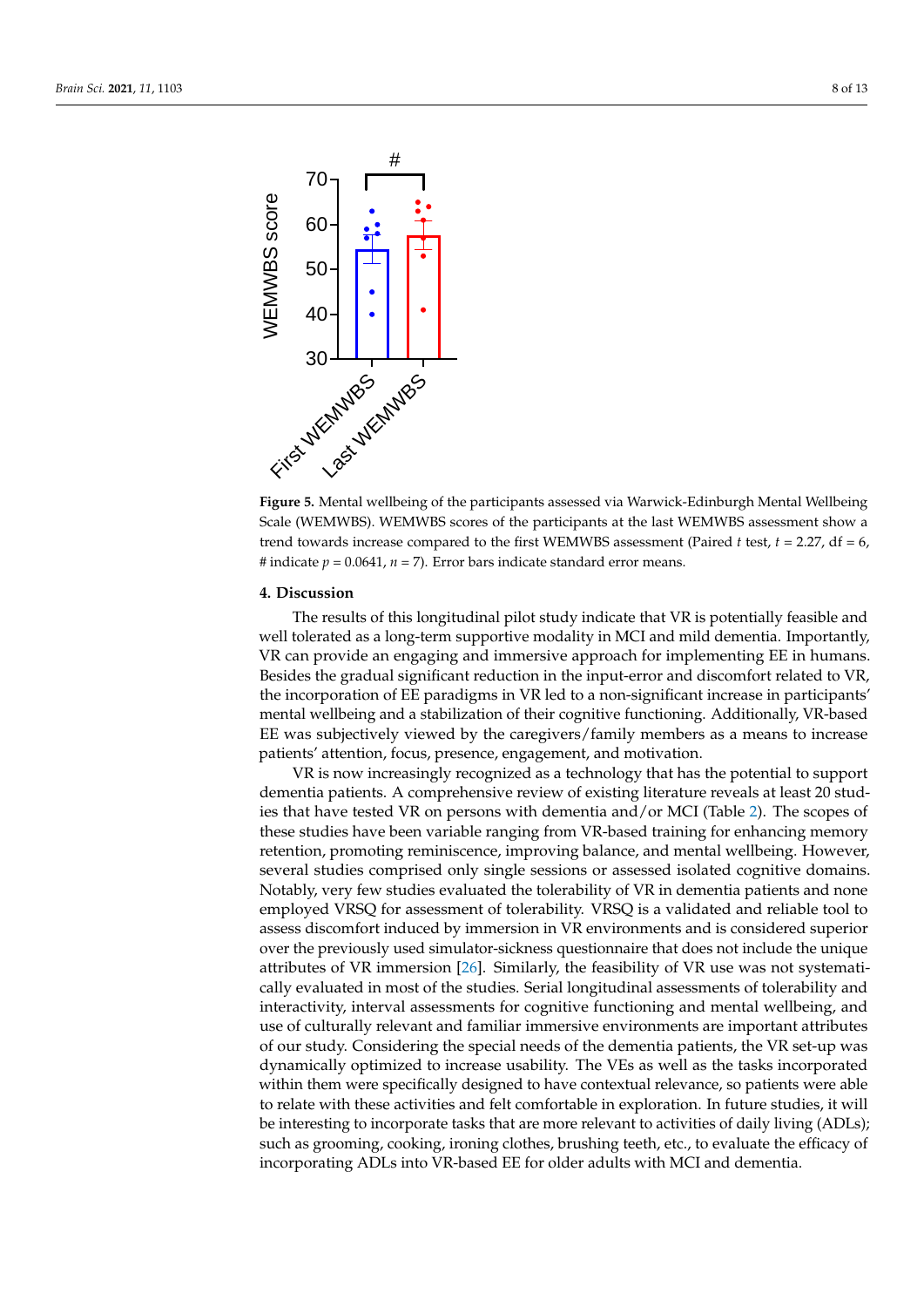**Figure 5.** Mental wellbeing of the participants assessed via Warwick-Edinburgh Mental Wellbeing Scale (WEMWBS). WEMWBS scores of the participants at the last WEMWBS assessment show a trend towards increase compared to the first WEMWBS assessment (Paired $t$ test, $t = 2.27$, df = 6, # indicate $p = 0.0641$, $n = 7$). Error bars indicate standard error means.

## 4. Discussion

The results of this longitudinal pilot study indicate that VR is potentially feasible and well tolerated as a long-term supportive modality in MCI and mild dementia. Importantly, VR can provide an engaging and immersive approach for implementing EE in humans. Besides the gradual significant reduction in the input-error and discomfort related to VR, the incorporation of EE paradigms in VR led to a non-significant increase in participants' mental wellbeing and a stabilization of their cognitive functioning. Additionally, VR-based EE was subjectively viewed by the caregivers/family members as a means to increase patients' attention, focus, presence, engagement, and motivation.

VR is now increasingly recognized as a technology that has the potential to support dementia patients. A comprehensive review of existing literature reveals at least 20 studies that have tested VR on persons with dementia and/or MCI (Table 2). The scopes of these studies have been variable ranging from VR-based training for enhancing memory retention, promoting reminiscence, improving balance, and mental wellbeing. However, several studies comprised only single sessions or assessed isolated cognitive domains. Notably, very few studies evaluated the tolerability of VR in dementia patients and none employed VRSQ for assessment of tolerability. VRSQ is a validated and reliable tool to assess discomfort induced by immersion in VR environments and is considered superior over the previously used simulator-sickness questionnaire that does not include the unique attributes of VR immersion [26]. Similarly, the feasibility of VR use was not systematically evaluated in most of the studies. Serial longitudinal assessments of tolerability and interactivity, interval assessments for cognitive functioning and mental wellbeing, and use of culturally relevant and familiar immersive environments are important attributes of our study. Considering the special needs of the dementia patients, the VR set-up was dynamically optimized to increase usability. The VEs as well as the tasks incorporated within them were specifically designed to have contextual relevance, so patients were able to relate with these activities and felt comfortable in exploration. In future studies, it will be interesting to incorporate tasks that are more relevant to activities of daily living (ADLs); such as grooming, cooking, ironing clothes, brushing teeth, etc., to evaluate the efficacy of incorporating ADLs into VR-based EE for older adults with MCI and dementia.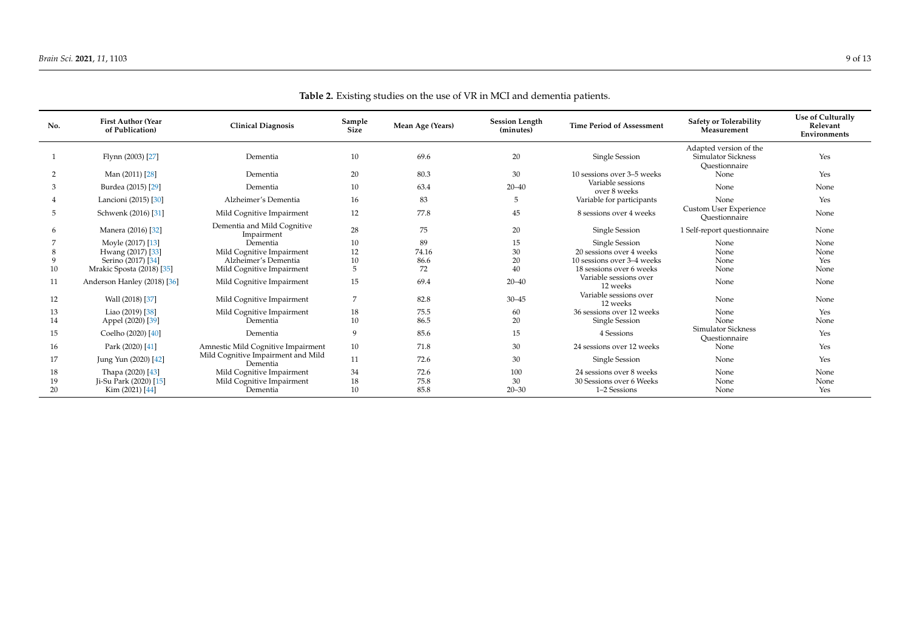**Table 2.** Existing studies on the use of VR in MCI and dementia patients.

| No. | First Author (Year of Publication) | Clinical Diagnosis | Sample Size | Mean Age (Years) | Session Length (minutes) | Time Period of Assessment | Safety or Tolerability Measurement | Use of Culturally Relevant Environments |
|---|---|---|---|---|---|---|---|---|
| 1 | Flynn (2003) [27] | Dementia | 10 | 69.6 | 20 | Single Session | Adapted version of the Simulator Sickness Questionnaire | Yes |
| 2 | Man (2011) [28] | Dementia | 20 | 80.3 | 30 | 10 sessions over 3–5 weeks | None | Yes |
| 3 | Burdea (2015) [29] | Dementia | 10 | 63.4 | 20–40 | Variable sessions over 8 weeks | None | None |
| 4 | Lancioni (2015) [30] | Alzheimer's Dementia | 16 | 83 | 5 | Variable for participants | None | Yes |
| 5 | Schwenk (2016) [31] | Mild Cognitive Impairment | 12 | 77.8 | 45 | 8 sessions over 4 weeks | Custom User Experience Questionnaire | None |
| 6 | Manera (2016) [32] | Dementia and Mild Cognitive Impairment | 28 | 75 | 20 | Single Session | 1 Self-report questionnaire | None |
| 7 | Moyle (2017) [13] | Dementia | 10 | 89 | 15 | Single Session | None | None |
| 8 | Hwang (2017) [33] | Mild Cognitive Impairment | 12 | 74.16 | 30 | 20 sessions over 4 weeks | None | None |
| 9 | Serino (2017) [34] | Alzheimer's Dementia | 10 | 86.6 | 20 | 10 sessions over 3–4 weeks | None | Yes |
| 10 | Mrakic Sposta (2018) [35] | Mild Cognitive Impairment | 5 | 72 | 40 | 18 sessions over 6 weeks | None | None |
| 11 | Anderson Hanley (2018) [36] | Mild Cognitive Impairment | 15 | 69.4 | 20–40 | Variable sessions over 12 weeks | None | None |
| 12 | Wall (2018) [37] | Mild Cognitive Impairment | 7 | 82.8 | 30–45 | Variable sessions over 12 weeks | None | None |
| 13 | Liao (2019) [38] | Mild Cognitive Impairment | 18 | 75.5 | 60 | 36 sessions over 12 weeks | None | Yes |
| 14 | Appel (2020) [39] | Dementia | 10 | 86.5 | 20 | Single Session | None | None |
| 15 | Coelho (2020) [40] | Dementia | 9 | 85.6 | 15 | 4 Sessions | Simulator Sickness Questionnaire | Yes |
| 16 | Park (2020) [41] | Amnestic Mild Cognitive Impairment | 10 | 71.8 | 30 | 24 sessions over 12 weeks | None | Yes |
| 17 | Jung Yun (2020) [42] | Mild Cognitive Impairment and Mild Dementia | 11 | 72.6 | 30 | Single Session | None | Yes |
| 18 | Thapa (2020) [43] | Mild Cognitive Impairment | 34 | 72.6 | 100 | 24 sessions over 8 weeks | None | None |
| 19 | Ji-Su Park (2020) [15] | Mild Cognitive Impairment | 18 | 75.8 | 30 | 30 Sessions over 6 Weeks | None | None |
| 20 | Kim (2021) [44] | Dementia | 10 | 85.8 | 20–30 | 1–2 Sessions | None | Yes |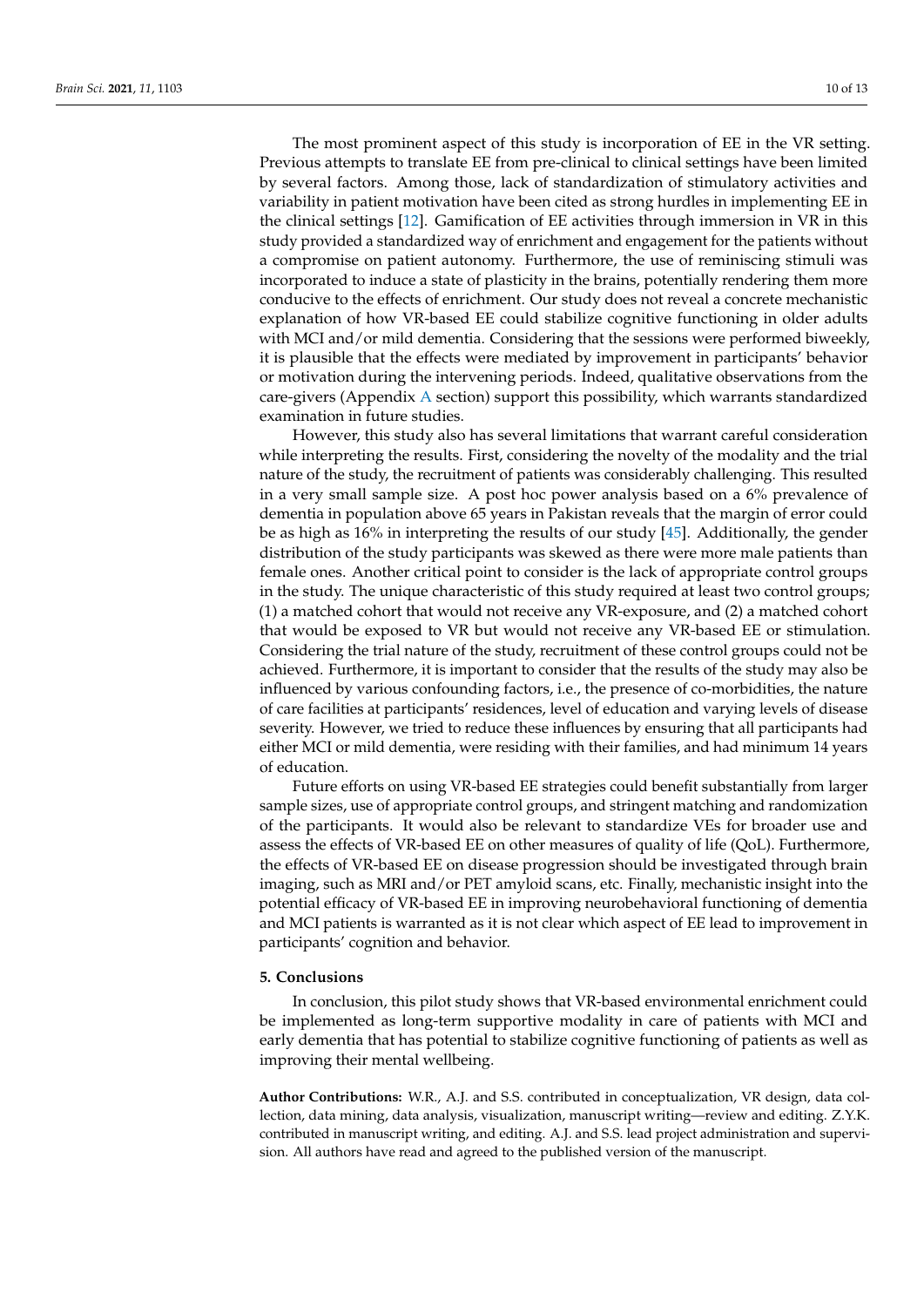The most prominent aspect of this study is incorporation of EE in the VR setting. Previous attempts to translate EE from pre-clinical to clinical settings have been limited by several factors. Among those, lack of standardization of stimulatory activities and variability in patient motivation have been cited as strong hurdles in implementing EE in the clinical settings [12]. Gamification of EE activities through immersion in VR in this study provided a standardized way of enrichment and engagement for the patients without a compromise on patient autonomy. Furthermore, the use of reminiscing stimuli was incorporated to induce a state of plasticity in the brains, potentially rendering them more conducive to the effects of enrichment. Our study does not reveal a concrete mechanistic explanation of how VR-based EE could stabilize cognitive functioning in older adults with MCI and/or mild dementia. Considering that the sessions were performed biweekly, it is plausible that the effects were mediated by improvement in participants' behavior or motivation during the intervening periods. Indeed, qualitative observations from the care-givers (Appendix A section) support this possibility, which warrants standardized examination in future studies.

However, this study also has several limitations that warrant careful consideration while interpreting the results. First, considering the novelty of the modality and the trial nature of the study, the recruitment of patients was considerably challenging. This resulted in a very small sample size. A post hoc power analysis based on a 6% prevalence of dementia in population above 65 years in Pakistan reveals that the margin of error could be as high as 16% in interpreting the results of our study [45]. Additionally, the gender distribution of the study participants was skewed as there were more male patients than female ones. Another critical point to consider is the lack of appropriate control groups in the study. The unique characteristic of this study required at least two control groups; (1) a matched cohort that would not receive any VR-exposure, and (2) a matched cohort that would be exposed to VR but would not receive any VR-based EE or stimulation. Considering the trial nature of the study, recruitment of these control groups could not be achieved. Furthermore, it is important to consider that the results of the study may also be influenced by various confounding factors, i.e., the presence of co-morbidities, the nature of care facilities at participants' residences, level of education and varying levels of disease severity. However, we tried to reduce these influences by ensuring that all participants had either MCI or mild dementia, were residing with their families, and had minimum 14 years of education.

Future efforts on using VR-based EE strategies could benefit substantially from larger sample sizes, use of appropriate control groups, and stringent matching and randomization of the participants. It would also be relevant to standardize VEs for broader use and assess the effects of VR-based EE on other measures of quality of life (QoL). Furthermore, the effects of VR-based EE on disease progression should be investigated through brain imaging, such as MRI and/or PET amyloid scans, etc. Finally, mechanistic insight into the potential efficacy of VR-based EE in improving neurobehavioral functioning of dementia and MCI patients is warranted as it is not clear which aspect of EE lead to improvement in participants' cognition and behavior.

## 5. Conclusions

In conclusion, this pilot study shows that VR-based environmental enrichment could be implemented as long-term supportive modality in care of patients with MCI and early dementia that has potential to stabilize cognitive functioning of patients as well as improving their mental wellbeing.

**Author Contributions:** W.R., A.J. and S.S. contributed in conceptualization, VR design, data collection, data mining, data analysis, visualization, manuscript writing—review and editing. Z.Y.K. contributed in manuscript writing, and editing. A.J. and S.S. lead project administration and supervision. All authors have read and agreed to the published version of the manuscript.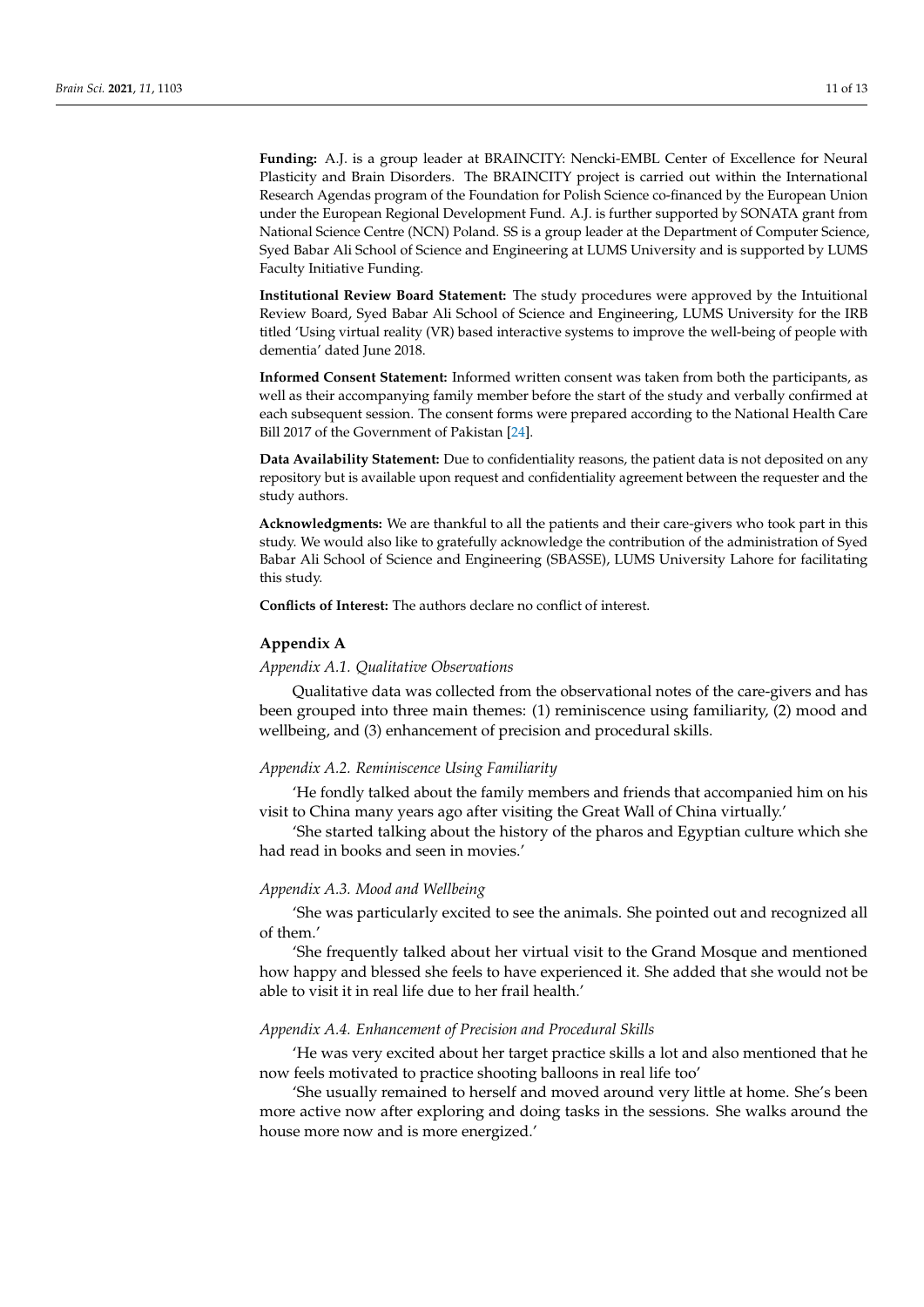**Funding:** A.J. is a group leader at BRAINCITY: Nencki-EMBL Center of Excellence for Neural Plasticity and Brain Disorders. The BRAINCITY project is carried out within the International Research Agendas program of the Foundation for Polish Science co-financed by the European Union under the European Regional Development Fund. A.J. is further supported by SONATA grant from National Science Centre (NCN) Poland. SS is a group leader at the Department of Computer Science, Syed Babar Ali School of Science and Engineering at LUMS University and is supported by LUMS Faculty Initiative Funding.

**Institutional Review Board Statement:** The study procedures were approved by the Intuitional Review Board, Syed Babar Ali School of Science and Engineering, LUMS University for the IRB titled 'Using virtual reality (VR) based interactive systems to improve the well-being of people with dementia' dated June 2018.

**Informed Consent Statement:** Informed written consent was taken from both the participants, as well as their accompanying family member before the start of the study and verbally confirmed at each subsequent session. The consent forms were prepared according to the National Health Care Bill 2017 of the Government of Pakistan [24].

**Data Availability Statement:** Due to confidentiality reasons, the patient data is not deposited on any repository but is available upon request and confidentiality agreement between the requester and the study authors.

**Acknowledgments:** We are thankful to all the patients and their care-givers who took part in this study. We would also like to gratefully acknowledge the contribution of the administration of Syed Babar Ali School of Science and Engineering (SBASSE), LUMS University Lahore for facilitating this study.

**Conflicts of Interest:** The authors declare no conflict of interest.

## Appendix A

### *Appendix A.1. Qualitative Observations*

Qualitative data was collected from the observational notes of the care-givers and has been grouped into three main themes: (1) reminiscence using familiarity, (2) mood and wellbeing, and (3) enhancement of precision and procedural skills.

### *Appendix A.2. Reminiscence Using Familiarity*

'He fondly talked about the family members and friends that accompanied him on his visit to China many years ago after visiting the Great Wall of China virtually.'

'She started talking about the history of the pharos and Egyptian culture which she had read in books and seen in movies.'

### *Appendix A.3. Mood and Wellbeing*

'She was particularly excited to see the animals. She pointed out and recognized all of them.'

'She frequently talked about her virtual visit to the Grand Mosque and mentioned how happy and blessed she feels to have experienced it. She added that she would not be able to visit it in real life due to her frail health.'

### *Appendix A.4. Enhancement of Precision and Procedural Skills*

'He was very excited about her target practice skills a lot and also mentioned that he now feels motivated to practice shooting balloons in real life too'

'She usually remained to herself and moved around very little at home. She's been more active now after exploring and doing tasks in the sessions. She walks around the house more now and is more energized.'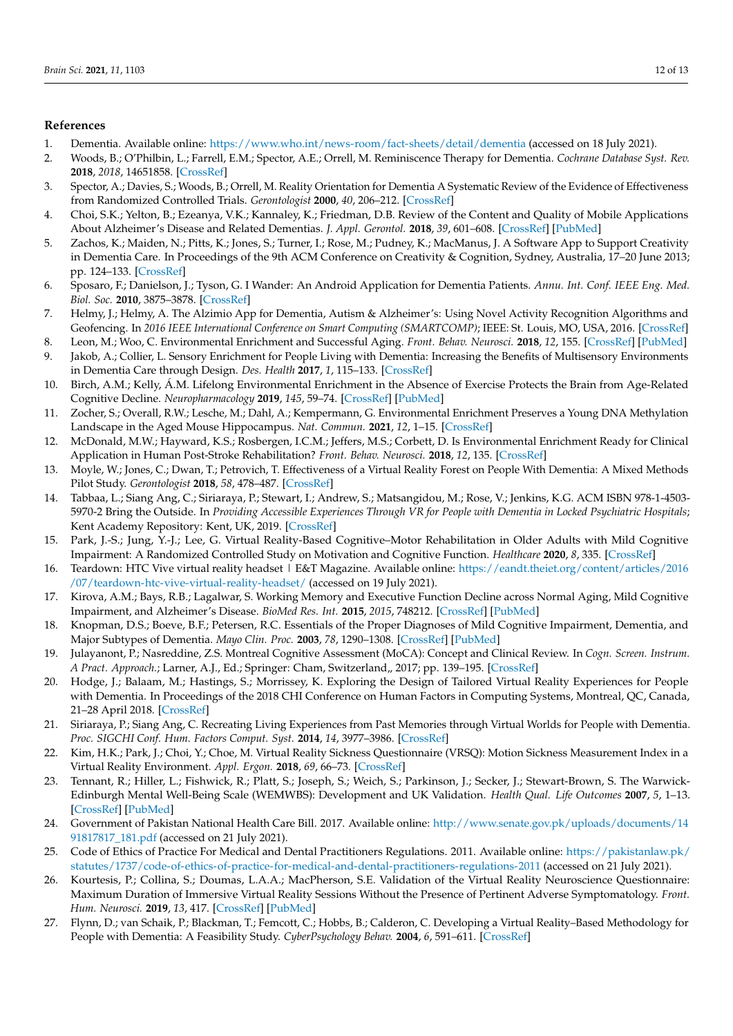## References

1. Dementia. Available online: https://www.who.int/news-room/fact-sheets/detail/dementia (accessed on 18 July 2021).
2. Woods, B.; O'Philbin, L.; Farrell, E.M.; Spector, A.E.; Orrell, M. Reminiscence Therapy for Dementia. *Cochrane Database Syst. Rev.* **2018**, *2018*, 14651858. [CrossRef]
3. Spector, A.; Davies, S.; Woods, B.; Orrell, M. Reality Orientation for Dementia A Systematic Review of the Evidence of Effectiveness from Randomized Controlled Trials. *Gerontologist* **2000**, *40*, 206–212. [CrossRef]
4. Choi, S.K.; Yelton, B.; Ezeanya, V.K.; Kannaley, K.; Friedman, D.B. Review of the Content and Quality of Mobile Applications About Alzheimer's Disease and Related Dementias. *J. Appl. Gerontol.* **2018**, *39*, 601–608. [CrossRef] [PubMed]
5. Zachos, K.; Maiden, N.; Pitts, K.; Jones, S.; Turner, I.; Rose, M.; Pudney, K.; MacManus, J. A Software App to Support Creativity in Dementia Care. In Proceedings of the 9th ACM Conference on Creativity & Cognition, Sydney, Australia, 17–20 June 2013; pp. 124–133. [CrossRef]
6. Sposaro, F.; Danielson, J.; Tyson, G. I Wander: An Android Application for Dementia Patients. *Annu. Int. Conf. IEEE Eng. Med. Biol. Soc.* **2010**, 3875–3878. [CrossRef]
7. Helmy, J.; Helmy, A. The Alzimio App for Dementia, Autism & Alzheimer's: Using Novel Activity Recognition Algorithms and Geofencing. In *2016 IEEE International Conference on Smart Computing (SMARTCOMP)*; IEEE: St. Louis, MO, USA, 2016. [CrossRef]
8. Leon, M.; Woo, C. Environmental Enrichment and Successful Aging. *Front. Behav. Neurosci.* **2018**, *12*, 155. [CrossRef] [PubMed]
9. Jakob, A.; Collier, L. Sensory Enrichment for People Living with Dementia: Increasing the Benefits of Multisensory Environments in Dementia Care through Design. *Des. Health* **2017**, *1*, 115–133. [CrossRef]
10. Birch, A.M.; Kelly, Á.M. Lifelong Environmental Enrichment in the Absence of Exercise Protects the Brain from Age-Related Cognitive Decline. *Neuropharmacology* **2019**, *145*, 59–74. [CrossRef] [PubMed]
11. Zocher, S.; Overall, R.W.; Lesche, M.; Dahl, A.; Kempermann, G. Environmental Enrichment Preserves a Young DNA Methylation Landscape in the Aged Mouse Hippocampus. *Nat. Commun.* **2021**, *12*, 1–15. [CrossRef]
12. McDonald, M.W.; Hayward, K.S.; Rosbergen, I.C.M.; Jeffers, M.S.; Corbett, D. Is Environmental Enrichment Ready for Clinical Application in Human Post-Stroke Rehabilitation? *Front. Behav. Neurosci.* **2018**, *12*, 135. [CrossRef]
13. Moyle, W.; Jones, C.; Dwan, T.; Petrovich, T. Effectiveness of a Virtual Reality Forest on People With Dementia: A Mixed Methods Pilot Study. *Gerontologist* **2018**, *58*, 478–487. [CrossRef]
14. Tabbaa, L.; Siang Ang, C.; Siriaraya, P.; Stewart, I.; Andrew, S.; Matsangidou, M.; Rose, V.; Jenkins, K.G. ACM ISBN 978-1-4503-5970-2 Bring the Outside. In *Providing Accessible Experiences Through VR for People with Dementia in Locked Psychiatric Hospitals*; Kent Academy Repository: Kent, UK, 2019. [CrossRef]
15. Park, J.-S.; Jung, Y.-J.; Lee, G. Virtual Reality-Based Cognitive–Motor Rehabilitation in Older Adults with Mild Cognitive Impairment: A Randomized Controlled Study on Motivation and Cognitive Function. *Healthcare* **2020**, *8*, 335. [CrossRef]
16. Teardown: HTC Vive virtual reality headset | E&T Magazine. Available online: https://eandt.theiet.org/content/articles/2016/07/teardown-htc-vive-virtual-reality-headset/ (accessed on 19 July 2021).
17. Kirova, A.M.; Bays, R.B.; Lagalwar, S. Working Memory and Executive Function Decline across Normal Aging, Mild Cognitive Impairment, and Alzheimer's Disease. *BioMed Res. Int.* **2015**, *2015*, 748212. [CrossRef] [PubMed]
18. Knopman, D.S.; Boeve, B.F.; Petersen, R.C. Essentials of the Proper Diagnoses of Mild Cognitive Impairment, Dementia, and Major Subtypes of Dementia. *Mayo Clin. Proc.* **2003**, *78*, 1290–1308. [CrossRef] [PubMed]
19. Julayanont, P.; Nasreddine, Z.S. Montreal Cognitive Assessment (MoCA): Concept and Clinical Review. In *Cogn. Screen. Instrum. A Pract. Approach.*; Larner, A.J., Ed.; Springer: Cham, Switzerland,, 2017; pp. 139–195. [CrossRef]
20. Hodge, J.; Balaam, M.; Hastings, S.; Morrissey, K. Exploring the Design of Tailored Virtual Reality Experiences for People with Dementia. In Proceedings of the 2018 CHI Conference on Human Factors in Computing Systems, Montreal, QC, Canada, 21–28 April 2018. [CrossRef]
21. Siriaraya, P.; Siang Ang, C. Recreating Living Experiences from Past Memories through Virtual Worlds for People with Dementia. *Proc. SIGCHI Conf. Hum. Factors Comput. Syst.* **2014**, *14*, 3977–3986. [CrossRef]
22. Kim, H.K.; Park, J.; Choi, Y.; Choe, M. Virtual Reality Sickness Questionnaire (VRSQ): Motion Sickness Measurement Index in a Virtual Reality Environment. *Appl. Ergon.* **2018**, *69*, 66–73. [CrossRef]
23. Tennant, R.; Hiller, L.; Fishwick, R.; Platt, S.; Joseph, S.; Weich, S.; Parkinson, J.; Secker, J.; Stewart-Brown, S. The Warwick-Edinburgh Mental Well-Being Scale (WEMWBS): Development and UK Validation. *Health Qual. Life Outcomes* **2007**, *5*, 1–13. [CrossRef] [PubMed]
24. Government of Pakistan National Health Care Bill. 2017. Available online: http://www.senate.gov.pk/uploads/documents/1491817817_181.pdf (accessed on 21 July 2021).
25. Code of Ethics of Practice For Medical and Dental Practitioners Regulations. 2011. Available online: https://pakistanlaw.pk/statutes/1737/code-of-ethics-of-practice-for-medical-and-dental-practitioners-regulations-2011 (accessed on 21 July 2021).
26. Kourtesis, P.; Collina, S.; Doumas, L.A.A.; MacPherson, S.E. Validation of the Virtual Reality Neuroscience Questionnaire: Maximum Duration of Immersive Virtual Reality Sessions Without the Presence of Pertinent Adverse Symptomatology. *Front. Hum. Neurosci.* **2019**, *13*, 417. [CrossRef] [PubMed]
27. Flynn, D.; van Schaik, P.; Blackman, T.; Femcott, C.; Hobbs, B.; Calderon, C. Developing a Virtual Reality–Based Methodology for People with Dementia: A Feasibility Study. *CyberPsychology Behav.* **2004**, *6*, 591–611. [CrossRef]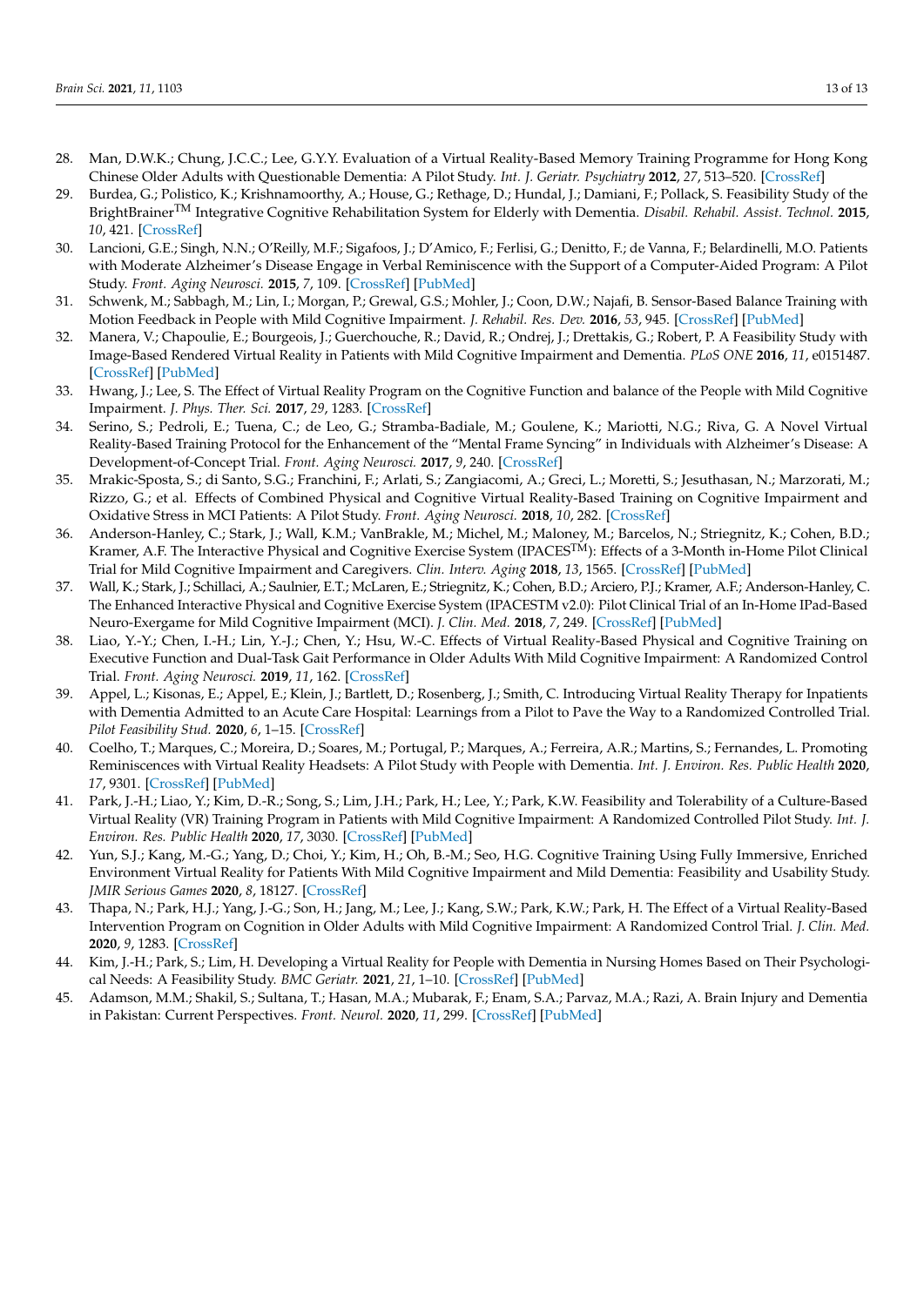28. Man, D.W.K.; Chung, J.C.C.; Lee, G.Y.Y. Evaluation of a Virtual Reality-Based Memory Training Programme for Hong Kong Chinese Older Adults with Questionable Dementia: A Pilot Study. *Int. J. Geriatr. Psychiatry* **2012**, *27*, 513–520. [CrossRef]
29. Burdea, G.; Polistico, K.; Krishnamoorthy, A.; House, G.; Rethage, D.; Hundal, J.; Damiani, F.; Pollack, S. Feasibility Study of the BrightBrainer™ Integrative Cognitive Rehabilitation System for Elderly with Dementia. *Disabil. Rehabil. Assist. Technol.* **2015**, *10*, 421. [CrossRef]
30. Lancioni, G.E.; Singh, N.N.; O'Reilly, M.F.; Sigafoos, J.; D'Amico, F.; Ferlisi, G.; Denitto, F.; de Vanna, F.; Belardinelli, M.O. Patients with Moderate Alzheimer's Disease Engage in Verbal Reminiscence with the Support of a Computer-Aided Program: A Pilot Study. *Front. Aging Neurosci.* **2015**, *7*, 109. [CrossRef] [PubMed]
31. Schwenk, M.; Sabbagh, M.; Lin, I.; Morgan, P.; Grewal, G.S.; Mohler, J.; Coon, D.W.; Najafi, B. Sensor-Based Balance Training with Motion Feedback in People with Mild Cognitive Impairment. *J. Rehabil. Res. Dev.* **2016**, *53*, 945. [CrossRef] [PubMed]
32. Manera, V.; Chapoulie, E.; Bourgeois, J.; Guerchouche, R.; David, R.; Ondrej, J.; Drettakis, G.; Robert, P. A Feasibility Study with Image-Based Rendered Virtual Reality in Patients with Mild Cognitive Impairment and Dementia. *PLoS ONE* **2016**, *11*, e0151487. [CrossRef] [PubMed]
33. Hwang, J.; Lee, S. The Effect of Virtual Reality Program on the Cognitive Function and balance of the People with Mild Cognitive Impairment. *J. Phys. Ther. Sci.* **2017**, *29*, 1283. [CrossRef]
34. Serino, S.; Pedroli, E.; Tuena, C.; de Leo, G.; Stramba-Badiale, M.; Goulene, K.; Mariotti, N.G.; Riva, G. A Novel Virtual Reality-Based Training Protocol for the Enhancement of the "Mental Frame Syncing" in Individuals with Alzheimer's Disease: A Development-of-Concept Trial. *Front. Aging Neurosci.* **2017**, *9*, 240. [CrossRef]
35. Mrakic-Sposta, S.; di Santo, S.G.; Franchini, F.; Arlati, S.; Zangiacomi, A.; Greci, L.; Moretti, S.; Jesuthasan, N.; Marzorati, M.; Rizzo, G.; et al. Effects of Combined Physical and Cognitive Virtual Reality-Based Training on Cognitive Impairment and Oxidative Stress in MCI Patients: A Pilot Study. *Front. Aging Neurosci.* **2018**, *10*, 282. [CrossRef]
36. Anderson-Hanley, C.; Stark, J.; Wall, K.M.; VanBrakle, M.; Michel, M.; Maloney, M.; Barcelos, N.; Striegnitz, K.; Cohen, B.D.; Kramer, A.F. The Interactive Physical and Cognitive Exercise System (iPACES™): Effects of a 3-Month in-Home Pilot Clinical Trial for Mild Cognitive Impairment and Caregivers. *Clin. Interv. Aging* **2018**, *13*, 1565. [CrossRef] [PubMed]
37. Wall, K.; Stark, J.; Schillaci, A.; Saulnier, E.T.; McLaren, E.; Striegnitz, K.; Cohen, B.D.; Arciero, P.J.; Kramer, A.F.; Anderson-Hanley, C. The Enhanced Interactive Physical and Cognitive Exercise System (iPACESTM v2.0): Pilot Clinical Trial of an In-Home IPad-Based Neuro-Exergame for Mild Cognitive Impairment (MCI). *J. Clin. Med.* **2018**, *7*, 249. [CrossRef] [PubMed]
38. Liao, Y.-Y.; Chen, I.-H.; Lin, Y.-J.; Chen, Y.; Hsu, W.-C. Effects of Virtual Reality-Based Physical and Cognitive Training on Executive Function and Dual-Task Gait Performance in Older Adults With Mild Cognitive Impairment: A Randomized Control Trial. *Front. Aging Neurosci.* **2019**, *11*, 162. [CrossRef]
39. Appel, L.; Kisonas, E.; Appel, E.; Klein, J.; Bartlett, D.; Rosenberg, J.; Smith, C. Introducing Virtual Reality Therapy for Inpatients with Dementia Admitted to an Acute Care Hospital: Learnings from a Pilot to Pave the Way to a Randomized Controlled Trial. *Pilot Feasibility Stud.* **2020**, *6*, 1–15. [CrossRef]
40. Coelho, T.; Marques, C.; Moreira, D.; Soares, M.; Portugal, P.; Marques, A.; Ferreira, A.R.; Martins, S.; Fernandes, L. Promoting Reminiscences with Virtual Reality Headsets: A Pilot Study with People with Dementia. *Int. J. Environ. Res. Public Health* **2020**, *17*, 9301. [CrossRef] [PubMed]
41. Park, J.-H.; Liao, Y.; Kim, D.-R.; Song, S.; Lim, J.H.; Park, H.; Lee, Y.; Park, K.W. Feasibility and Tolerability of a Culture-Based Virtual Reality (VR) Training Program in Patients with Mild Cognitive Impairment: A Randomized Controlled Pilot Study. *Int. J. Environ. Res. Public Health* **2020**, *17*, 3030. [CrossRef] [PubMed]
42. Yun, S.J.; Kang, M.-G.; Yang, D.; Choi, Y.; Kim, H.; Oh, B.-M.; Seo, H.G. Cognitive Training Using Fully Immersive, Enriched Environment Virtual Reality for Patients With Mild Cognitive Impairment and Mild Dementia: Feasibility and Usability Study. *JMIR Serious Games* **2020**, *8*, 18127. [CrossRef]
43. Thapa, N.; Park, H.J.; Yang, J.-G.; Son, H.; Jang, M.; Lee, J.; Kang, S.W.; Park, K.W.; Park, H. The Effect of a Virtual Reality-Based Intervention Program on Cognition in Older Adults with Mild Cognitive Impairment: A Randomized Control Trial. *J. Clin. Med.* **2020**, *9*, 1283. [CrossRef]
44. Kim, J.-H.; Park, S.; Lim, H. Developing a Virtual Reality for People with Dementia in Nursing Homes Based on Their Psychological Needs: A Feasibility Study. *BMC Geriatr.* **2021**, *21*, 1–10. [CrossRef] [PubMed]
45. Adamson, M.M.; Shakil, S.; Sultana, T.; Hasan, M.A.; Mubarak, F.; Enam, S.A.; Parvaz, M.A.; Razi, A. Brain Injury and Dementia in Pakistan: Current Perspectives. *Front. Neurol.* **2020**, *11*, 299. [CrossRef] [PubMed]